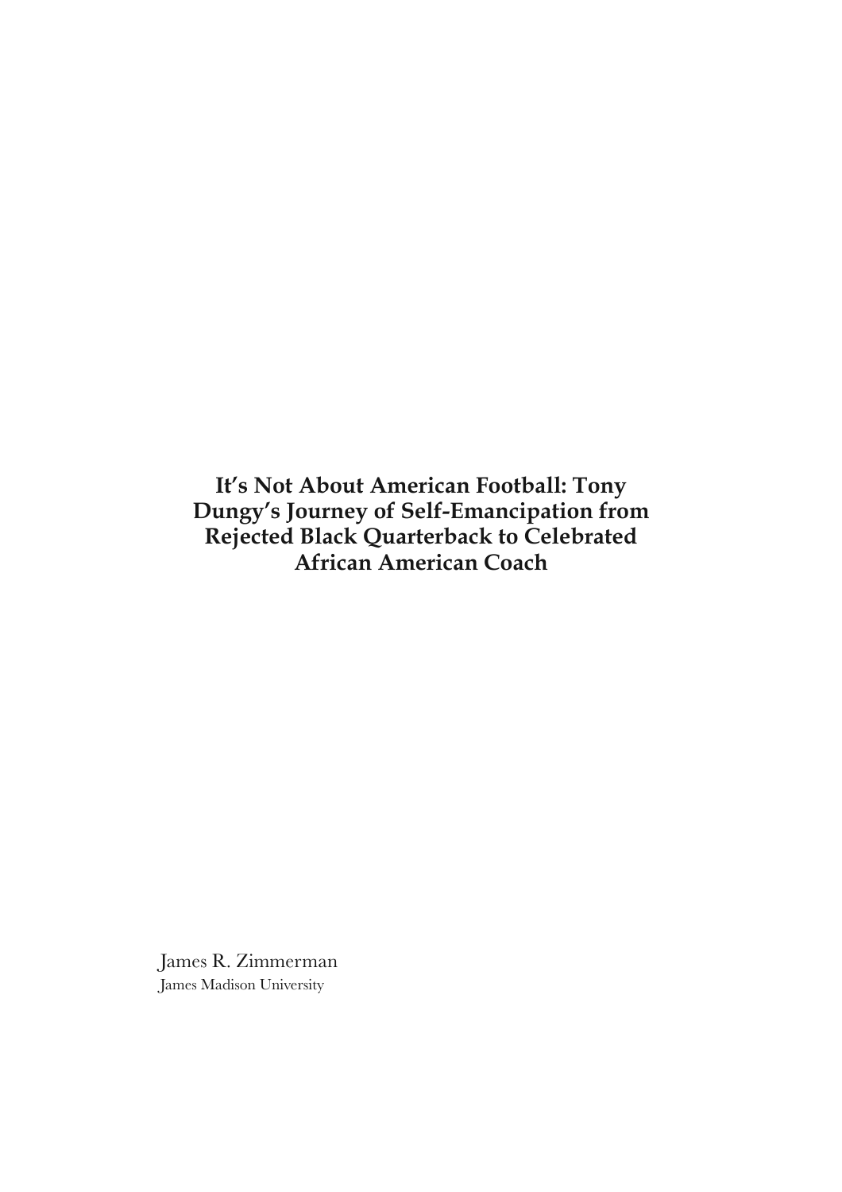# It's Not About American Football: Tony Dungy's Journey of Self-Emancipation from Rejected Black Quarterback to Celebrated African American Coach

James R. Zimmerman
James Madison University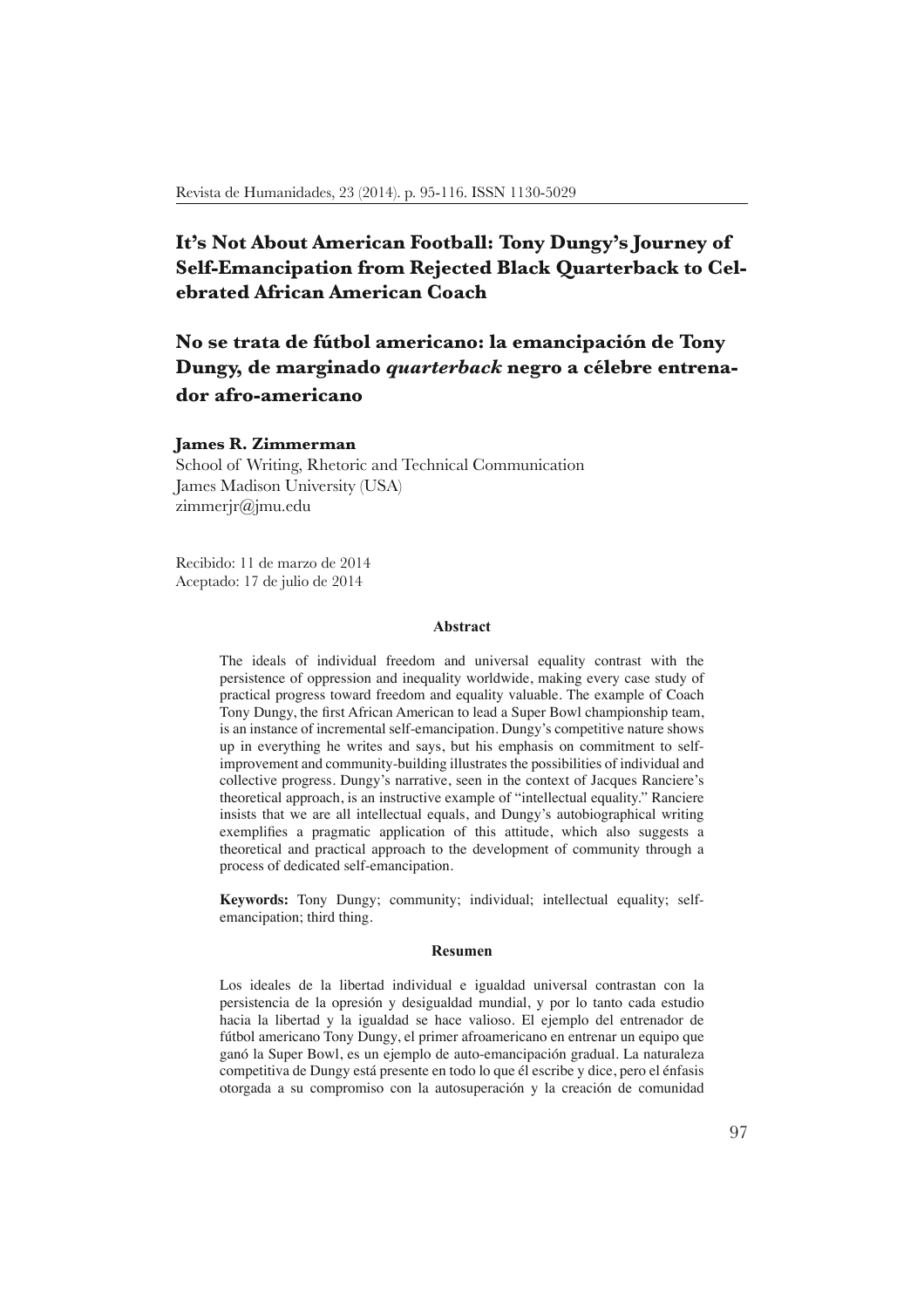# It's Not About American Football: Tony Dungy's Journey of Self-Emancipation from Rejected Black Quarterback to Celebrated African American Coach

# No se trata de fútbol americano: la emancipación de Tony Dungy, de marginado *quarterback* negro a célebre entrenador afro-americano

**James R. Zimmerman**
School of Writing, Rhetoric and Technical Communication
James Madison University (USA)
zimmerjr@jmu.edu

Recibido: 11 de marzo de 2014
Aceptado: 17 de julio de 2014

### Abstract

The ideals of individual freedom and universal equality contrast with the persistence of oppression and inequality worldwide, making every case study of practical progress toward freedom and equality valuable. The example of Coach Tony Dungy, the first African American to lead a Super Bowl championship team, is an instance of incremental self-emancipation. Dungy's competitive nature shows up in everything he writes and says, but his emphasis on commitment to self-improvement and community-building illustrates the possibilities of individual and collective progress. Dungy's narrative, seen in the context of Jacques Ranciere's theoretical approach, is an instructive example of "intellectual equality." Ranciere insists that we are all intellectual equals, and Dungy's autobiographical writing exemplifies a pragmatic application of this attitude, which also suggests a theoretical and practical approach to the development of community through a process of dedicated self-emancipation.

**Keywords:** Tony Dungy; community; individual; intellectual equality; self-emancipation; third thing.

### Resumen

Los ideales de la libertad individual e igualdad universal contrastan con la persistencia de la opresión y desigualdad mundial, y por lo tanto cada estudio hacia la libertad y la igualdad se hace valioso. El ejemplo del entrenador de fútbol americano Tony Dungy, el primer afroamericano en entrenar un equipo que ganó la Super Bowl, es un ejemplo de auto-emancipación gradual. La naturaleza competitiva de Dungy está presente en todo lo que él escribe y dice, pero el énfasis otorgada a su compromiso con la autosuperación y la creación de comunidad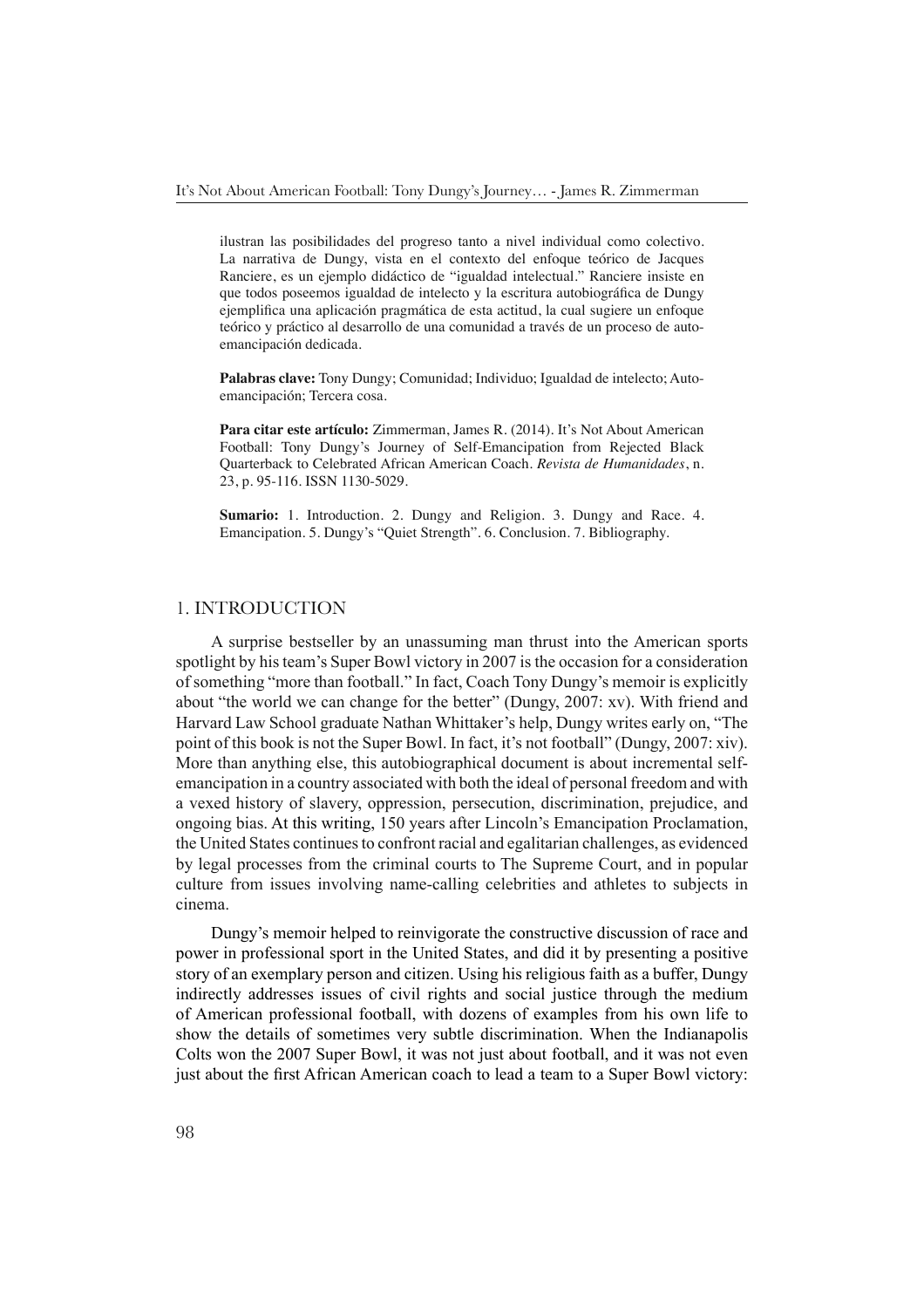ilustran las posibilidades del progreso tanto a nivel individual como colectivo. La narrativa de Dungy, vista en el contexto del enfoque teórico de Jacques Ranciere, es un ejemplo didáctico de "igualdad intelectual." Ranciere insiste en que todos poseemos igualdad de intelecto y la escritura autobiográfica de Dungy ejemplifica una aplicación pragmática de esta actitud, la cual sugiere un enfoque teórico y práctico al desarrollo de una comunidad a través de un proceso de auto-emancipación dedicada.

**Palabras clave:** Tony Dungy; Comunidad; Individuo; Igualdad de intelecto; Auto-emancipación; Tercera cosa.

**Para citar este artículo:** Zimmerman, James R. (2014). It's Not About American Football: Tony Dungy's Journey of Self-Emancipation from Rejected Black Quarterback to Celebrated African American Coach. *Revista de Humanidades*, n. 23, p. 95-116. ISSN 1130-5029.

**Sumario:** 1. Introduction. 2. Dungy and Religion. 3. Dungy and Race. 4. Emancipation. 5. Dungy's "Quiet Strength". 6. Conclusion. 7. Bibliography.

## 1. INTRODUCTION

A surprise bestseller by an unassuming man thrust into the American sports spotlight by his team's Super Bowl victory in 2007 is the occasion for a consideration of something "more than football." In fact, Coach Tony Dungy's memoir is explicitly about "the world we can change for the better" (Dungy, 2007: xv). With friend and Harvard Law School graduate Nathan Whittaker's help, Dungy writes early on, "The point of this book is not the Super Bowl. In fact, it's not football" (Dungy, 2007: xiv). More than anything else, this autobiographical document is about incremental self-emancipation in a country associated with both the ideal of personal freedom and with a vexed history of slavery, oppression, persecution, discrimination, prejudice, and ongoing bias. At this writing, 150 years after Lincoln's Emancipation Proclamation, the United States continues to confront racial and egalitarian challenges, as evidenced by legal processes from the criminal courts to The Supreme Court, and in popular culture from issues involving name-calling celebrities and athletes to subjects in cinema.

Dungy's memoir helped to reinvigorate the constructive discussion of race and power in professional sport in the United States, and did it by presenting a positive story of an exemplary person and citizen. Using his religious faith as a buffer, Dungy indirectly addresses issues of civil rights and social justice through the medium of American professional football, with dozens of examples from his own life to show the details of sometimes very subtle discrimination. When the Indianapolis Colts won the 2007 Super Bowl, it was not just about football, and it was not even just about the first African American coach to lead a team to a Super Bowl victory: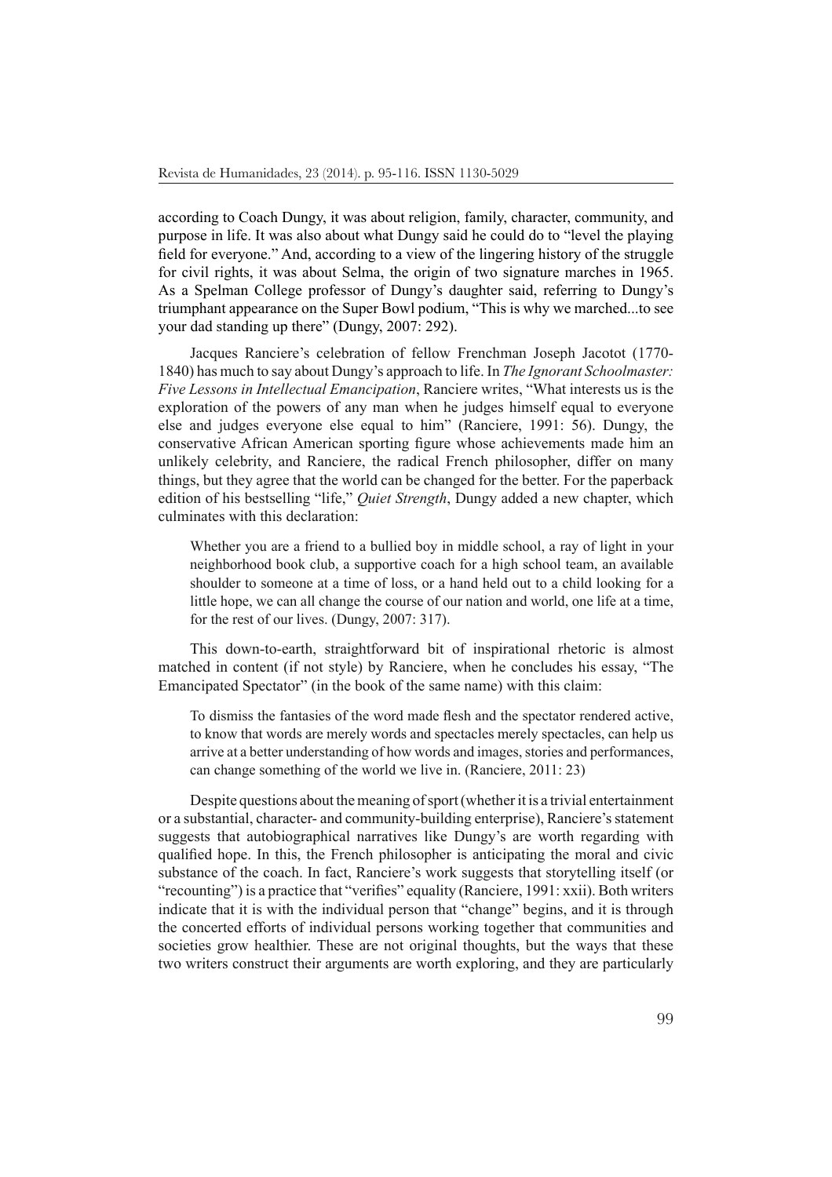according to Coach Dungy, it was about religion, family, character, community, and purpose in life. It was also about what Dungy said he could do to "level the playing field for everyone." And, according to a view of the lingering history of the struggle for civil rights, it was about Selma, the origin of two signature marches in 1965. As a Spelman College professor of Dungy's daughter said, referring to Dungy's triumphant appearance on the Super Bowl podium, "This is why we marched...to see your dad standing up there" (Dungy, 2007: 292).

Jacques Ranciere's celebration of fellow Frenchman Joseph Jacotot (1770-1840) has much to say about Dungy's approach to life. In *The Ignorant Schoolmaster: Five Lessons in Intellectual Emancipation*, Ranciere writes, "What interests us is the exploration of the powers of any man when he judges himself equal to everyone else and judges everyone else equal to him" (Ranciere, 1991: 56). Dungy, the conservative African American sporting figure whose achievements made him an unlikely celebrity, and Ranciere, the radical French philosopher, differ on many things, but they agree that the world can be changed for the better. For the paperback edition of his bestselling "life," *Quiet Strength*, Dungy added a new chapter, which culminates with this declaration:

> Whether you are a friend to a bullied boy in middle school, a ray of light in your neighborhood book club, a supportive coach for a high school team, an available shoulder to someone at a time of loss, or a hand held out to a child looking for a little hope, we can all change the course of our nation and world, one life at a time, for the rest of our lives. (Dungy, 2007: 317).

This down-to-earth, straightforward bit of inspirational rhetoric is almost matched in content (if not style) by Ranciere, when he concludes his essay, "The Emancipated Spectator" (in the book of the same name) with this claim:

> To dismiss the fantasies of the word made flesh and the spectator rendered active, to know that words are merely words and spectacles merely spectacles, can help us arrive at a better understanding of how words and images, stories and performances, can change something of the world we live in. (Ranciere, 2011: 23)

Despite questions about the meaning of sport (whether it is a trivial entertainment or a substantial, character- and community-building enterprise), Ranciere's statement suggests that autobiographical narratives like Dungy's are worth regarding with qualified hope. In this, the French philosopher is anticipating the moral and civic substance of the coach. In fact, Ranciere's work suggests that storytelling itself (or "recounting") is a practice that "verifies" equality (Ranciere, 1991: xxii). Both writers indicate that it is with the individual person that "change" begins, and it is through the concerted efforts of individual persons working together that communities and societies grow healthier. These are not original thoughts, but the ways that these two writers construct their arguments are worth exploring, and they are particularly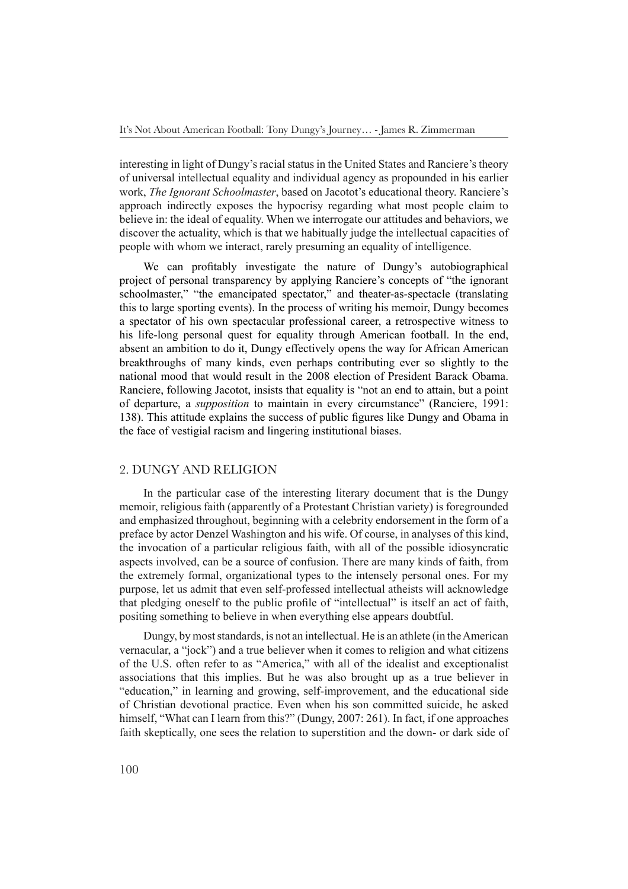interesting in light of Dungy's racial status in the United States and Ranciere's theory of universal intellectual equality and individual agency as propounded in his earlier work, *The Ignorant Schoolmaster*, based on Jacotot's educational theory. Ranciere's approach indirectly exposes the hypocrisy regarding what most people claim to believe in: the ideal of equality. When we interrogate our attitudes and behaviors, we discover the actuality, which is that we habitually judge the intellectual capacities of people with whom we interact, rarely presuming an equality of intelligence.

We can profitably investigate the nature of Dungy's autobiographical project of personal transparency by applying Ranciere's concepts of "the ignorant schoolmaster," "the emancipated spectator," and theater-as-spectacle (translating this to large sporting events). In the process of writing his memoir, Dungy becomes a spectator of his own spectacular professional career, a retrospective witness to his life-long personal quest for equality through American football. In the end, absent an ambition to do it, Dungy effectively opens the way for African American breakthroughs of many kinds, even perhaps contributing ever so slightly to the national mood that would result in the 2008 election of President Barack Obama. Ranciere, following Jacotot, insists that equality is "not an end to attain, but a point of departure, a *supposition* to maintain in every circumstance" (Ranciere, 1991: 138). This attitude explains the success of public figures like Dungy and Obama in the face of vestigial racism and lingering institutional biases.

## 2. DUNGY AND RELIGION

In the particular case of the interesting literary document that is the Dungy memoir, religious faith (apparently of a Protestant Christian variety) is foregrounded and emphasized throughout, beginning with a celebrity endorsement in the form of a preface by actor Denzel Washington and his wife. Of course, in analyses of this kind, the invocation of a particular religious faith, with all of the possible idiosyncratic aspects involved, can be a source of confusion. There are many kinds of faith, from the extremely formal, organizational types to the intensely personal ones. For my purpose, let us admit that even self-professed intellectual atheists will acknowledge that pledging oneself to the public profile of "intellectual" is itself an act of faith, positing something to believe in when everything else appears doubtful.

Dungy, by most standards, is not an intellectual. He is an athlete (in the American vernacular, a "jock") and a true believer when it comes to religion and what citizens of the U.S. often refer to as "America," with all of the idealist and exceptionalist associations that this implies. But he was also brought up as a true believer in "education," in learning and growing, self-improvement, and the educational side of Christian devotional practice. Even when his son committed suicide, he asked himself, "What can I learn from this?" (Dungy, 2007: 261). In fact, if one approaches faith skeptically, one sees the relation to superstition and the down- or dark side of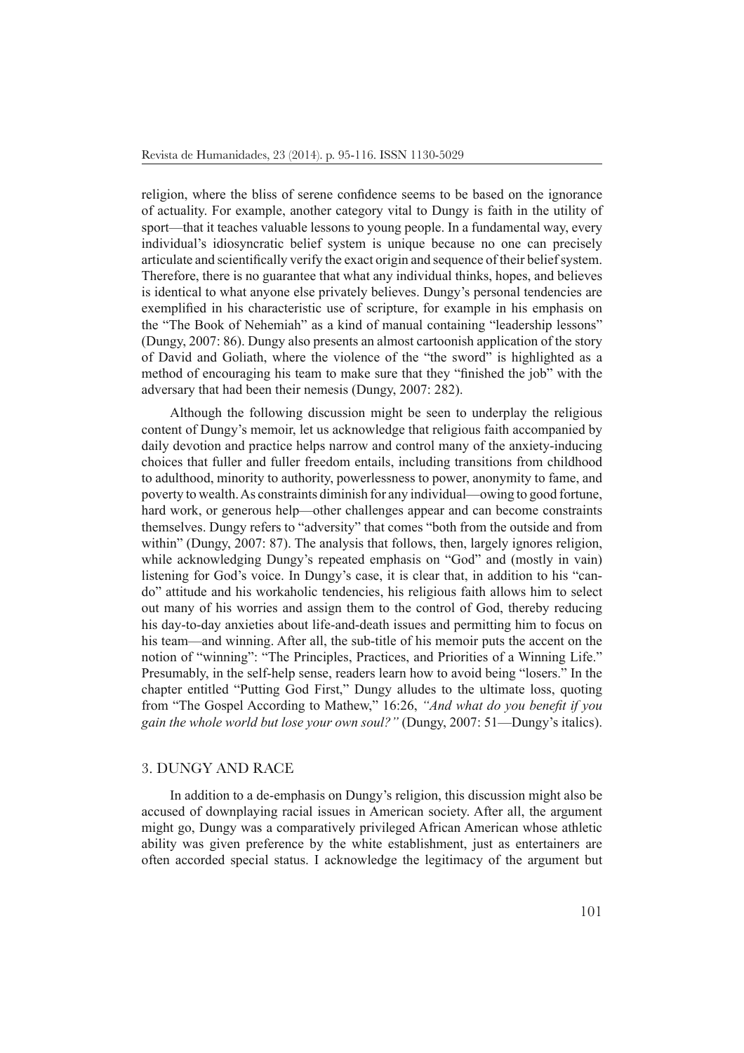religion, where the bliss of serene confidence seems to be based on the ignorance of actuality. For example, another category vital to Dungy is faith in the utility of sport—that it teaches valuable lessons to young people. In a fundamental way, every individual's idiosyncratic belief system is unique because no one can precisely articulate and scientifically verify the exact origin and sequence of their belief system. Therefore, there is no guarantee that what any individual thinks, hopes, and believes is identical to what anyone else privately believes. Dungy's personal tendencies are exemplified in his characteristic use of scripture, for example in his emphasis on the "The Book of Nehemiah" as a kind of manual containing "leadership lessons" (Dungy, 2007: 86). Dungy also presents an almost cartoonish application of the story of David and Goliath, where the violence of the "the sword" is highlighted as a method of encouraging his team to make sure that they "finished the job" with the adversary that had been their nemesis (Dungy, 2007: 282).

Although the following discussion might be seen to underplay the religious content of Dungy's memoir, let us acknowledge that religious faith accompanied by daily devotion and practice helps narrow and control many of the anxiety-inducing choices that fuller and fuller freedom entails, including transitions from childhood to adulthood, minority to authority, powerlessness to power, anonymity to fame, and poverty to wealth. As constraints diminish for any individual—owing to good fortune, hard work, or generous help—other challenges appear and can become constraints themselves. Dungy refers to "adversity" that comes "both from the outside and from within" (Dungy, 2007: 87). The analysis that follows, then, largely ignores religion, while acknowledging Dungy's repeated emphasis on "God" and (mostly in vain) listening for God's voice. In Dungy's case, it is clear that, in addition to his "can-do" attitude and his workaholic tendencies, his religious faith allows him to select out many of his worries and assign them to the control of God, thereby reducing his day-to-day anxieties about life-and-death issues and permitting him to focus on his team—and winning. After all, the sub-title of his memoir puts the accent on the notion of "winning": "The Principles, Practices, and Priorities of a Winning Life." Presumably, in the self-help sense, readers learn how to avoid being "losers." In the chapter entitled "Putting God First," Dungy alludes to the ultimate loss, quoting from "The Gospel According to Mathew," 16:26, *"And what do you benefit if you gain the whole world but lose your own soul?"* (Dungy, 2007: 51—Dungy's italics).

## 3. DUNGY AND RACE

In addition to a de-emphasis on Dungy's religion, this discussion might also be accused of downplaying racial issues in American society. After all, the argument might go, Dungy was a comparatively privileged African American whose athletic ability was given preference by the white establishment, just as entertainers are often accorded special status. I acknowledge the legitimacy of the argument but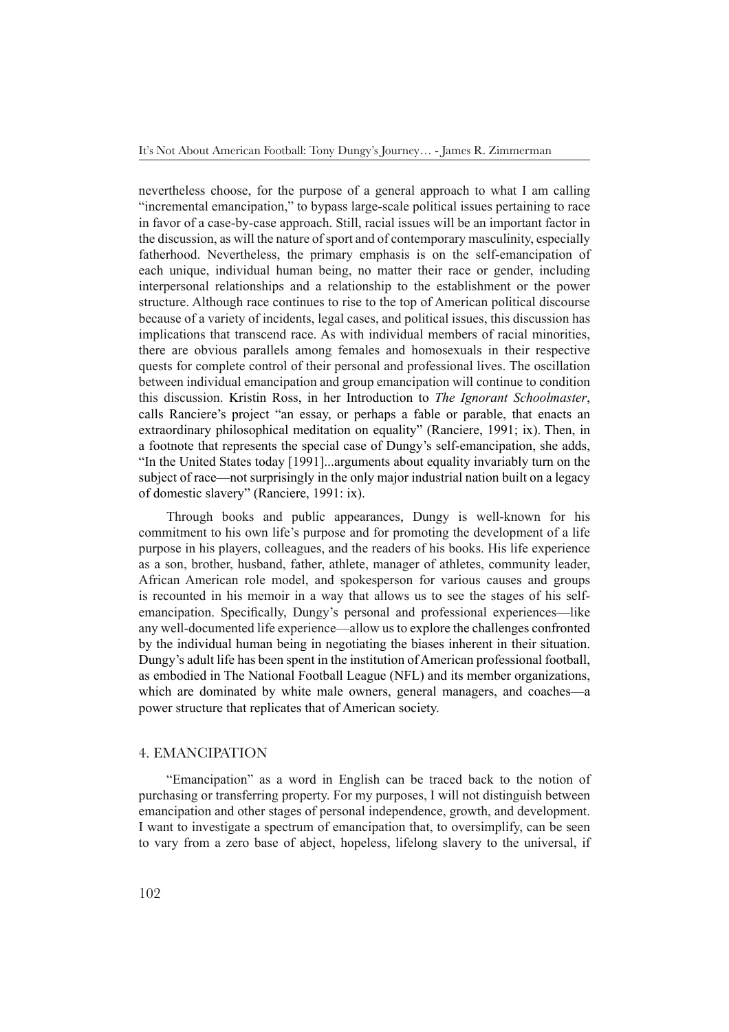nevertheless choose, for the purpose of a general approach to what I am calling "incremental emancipation," to bypass large-scale political issues pertaining to race in favor of a case-by-case approach. Still, racial issues will be an important factor in the discussion, as will the nature of sport and of contemporary masculinity, especially fatherhood. Nevertheless, the primary emphasis is on the self-emancipation of each unique, individual human being, no matter their race or gender, including interpersonal relationships and a relationship to the establishment or the power structure. Although race continues to rise to the top of American political discourse because of a variety of incidents, legal cases, and political issues, this discussion has implications that transcend race. As with individual members of racial minorities, there are obvious parallels among females and homosexuals in their respective quests for complete control of their personal and professional lives. The oscillation between individual emancipation and group emancipation will continue to condition this discussion. Kristin Ross, in her Introduction to *The Ignorant Schoolmaster*, calls Ranciere's project "an essay, or perhaps a fable or parable, that enacts an extraordinary philosophical meditation on equality" (Ranciere, 1991; ix). Then, in a footnote that represents the special case of Dungy's self-emancipation, she adds, "In the United States today [1991]...arguments about equality invariably turn on the subject of race—not surprisingly in the only major industrial nation built on a legacy of domestic slavery" (Ranciere, 1991: ix).

Through books and public appearances, Dungy is well-known for his commitment to his own life's purpose and for promoting the development of a life purpose in his players, colleagues, and the readers of his books. His life experience as a son, brother, husband, father, athlete, manager of athletes, community leader, African American role model, and spokesperson for various causes and groups is recounted in his memoir in a way that allows us to see the stages of his self-emancipation. Specifically, Dungy's personal and professional experiences—like any well-documented life experience—allow us to explore the challenges confronted by the individual human being in negotiating the biases inherent in their situation. Dungy's adult life has been spent in the institution of American professional football, as embodied in The National Football League (NFL) and its member organizations, which are dominated by white male owners, general managers, and coaches—a power structure that replicates that of American society.

## 4. EMANCIPATION

"Emancipation" as a word in English can be traced back to the notion of purchasing or transferring property. For my purposes, I will not distinguish between emancipation and other stages of personal independence, growth, and development. I want to investigate a spectrum of emancipation that, to oversimplify, can be seen to vary from a zero base of abject, hopeless, lifelong slavery to the universal, if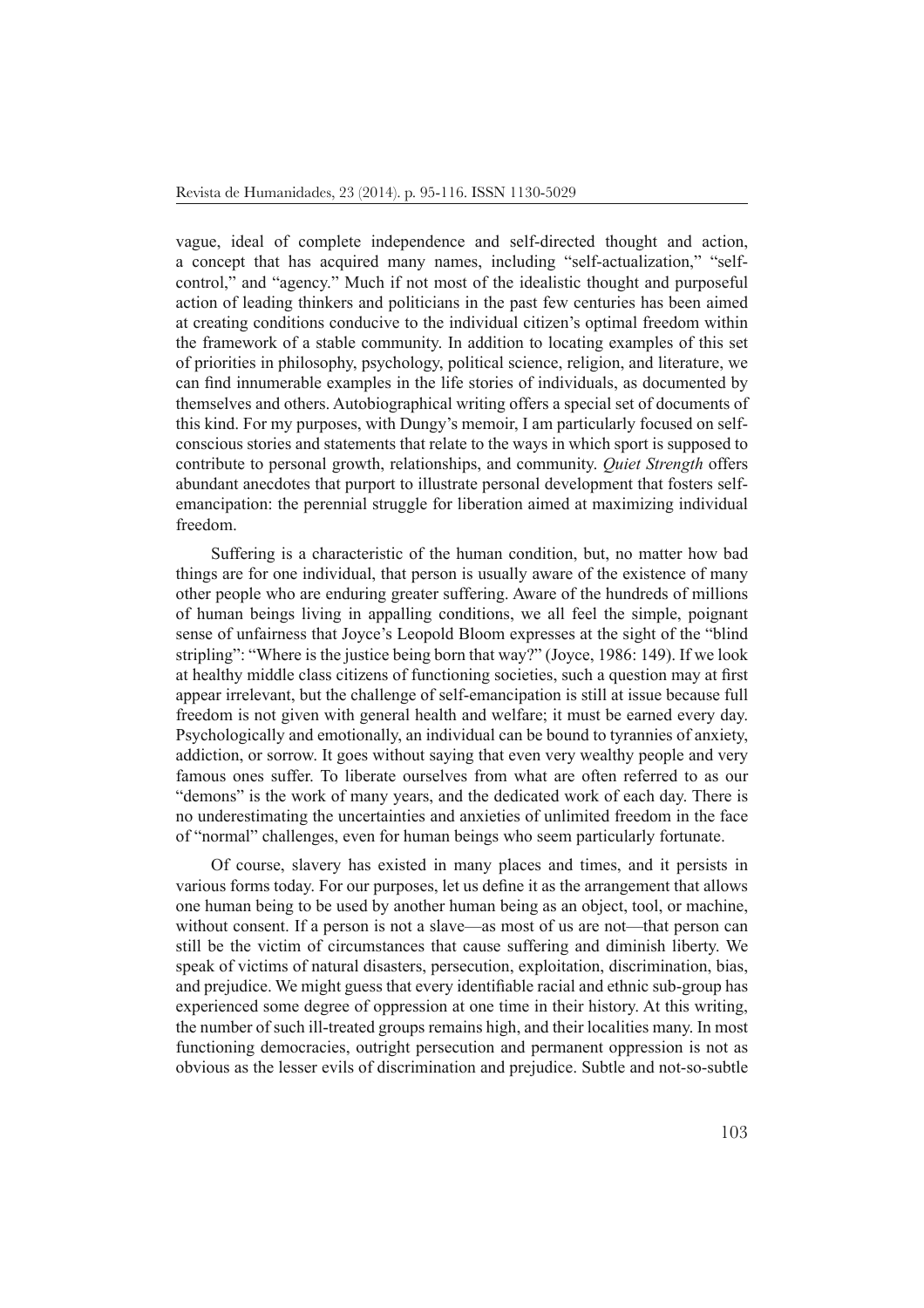vague, ideal of complete independence and self-directed thought and action, a concept that has acquired many names, including "self-actualization," "self-control," and "agency." Much if not most of the idealistic thought and purposeful action of leading thinkers and politicians in the past few centuries has been aimed at creating conditions conducive to the individual citizen's optimal freedom within the framework of a stable community. In addition to locating examples of this set of priorities in philosophy, psychology, political science, religion, and literature, we can find innumerable examples in the life stories of individuals, as documented by themselves and others. Autobiographical writing offers a special set of documents of this kind. For my purposes, with Dungy's memoir, I am particularly focused on self-conscious stories and statements that relate to the ways in which sport is supposed to contribute to personal growth, relationships, and community. *Quiet Strength* offers abundant anecdotes that purport to illustrate personal development that fosters self-emancipation: the perennial struggle for liberation aimed at maximizing individual freedom.

Suffering is a characteristic of the human condition, but, no matter how bad things are for one individual, that person is usually aware of the existence of many other people who are enduring greater suffering. Aware of the hundreds of millions of human beings living in appalling conditions, we all feel the simple, poignant sense of unfairness that Joyce's Leopold Bloom expresses at the sight of the "blind stripling": "Where is the justice being born that way?" (Joyce, 1986: 149). If we look at healthy middle class citizens of functioning societies, such a question may at first appear irrelevant, but the challenge of self-emancipation is still at issue because full freedom is not given with general health and welfare; it must be earned every day. Psychologically and emotionally, an individual can be bound to tyrannies of anxiety, addiction, or sorrow. It goes without saying that even very wealthy people and very famous ones suffer. To liberate ourselves from what are often referred to as our "demons" is the work of many years, and the dedicated work of each day. There is no underestimating the uncertainties and anxieties of unlimited freedom in the face of "normal" challenges, even for human beings who seem particularly fortunate.

Of course, slavery has existed in many places and times, and it persists in various forms today. For our purposes, let us define it as the arrangement that allows one human being to be used by another human being as an object, tool, or machine, without consent. If a person is not a slave—as most of us are not—that person can still be the victim of circumstances that cause suffering and diminish liberty. We speak of victims of natural disasters, persecution, exploitation, discrimination, bias, and prejudice. We might guess that every identifiable racial and ethnic sub-group has experienced some degree of oppression at one time in their history. At this writing, the number of such ill-treated groups remains high, and their localities many. In most functioning democracies, outright persecution and permanent oppression is not as obvious as the lesser evils of discrimination and prejudice. Subtle and not-so-subtle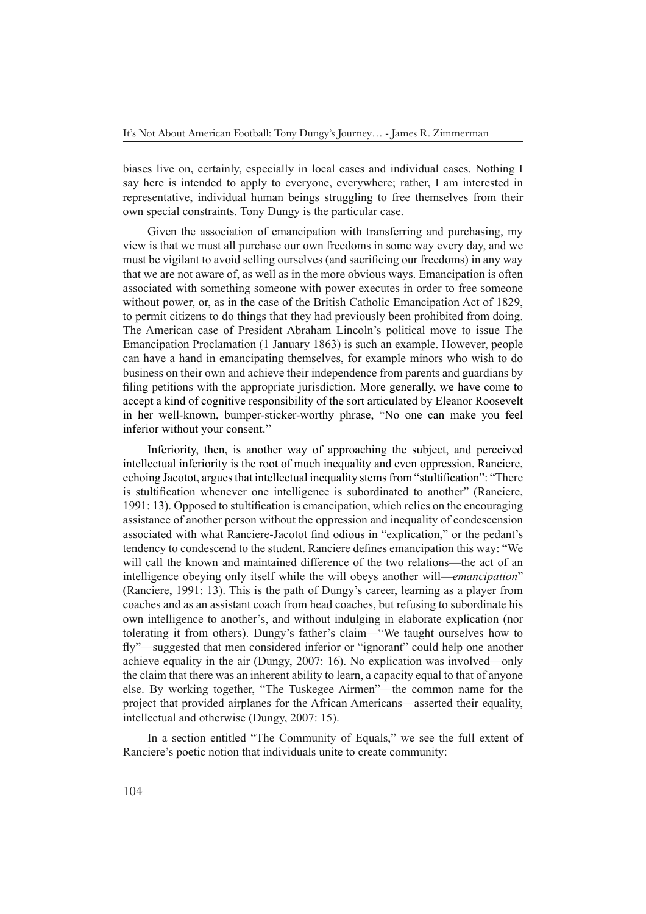biases live on, certainly, especially in local cases and individual cases. Nothing I say here is intended to apply to everyone, everywhere; rather, I am interested in representative, individual human beings struggling to free themselves from their own special constraints. Tony Dungy is the particular case.

Given the association of emancipation with transferring and purchasing, my view is that we must all purchase our own freedoms in some way every day, and we must be vigilant to avoid selling ourselves (and sacrificing our freedoms) in any way that we are not aware of, as well as in the more obvious ways. Emancipation is often associated with something someone with power executes in order to free someone without power, or, as in the case of the British Catholic Emancipation Act of 1829, to permit citizens to do things that they had previously been prohibited from doing. The American case of President Abraham Lincoln's political move to issue The Emancipation Proclamation (1 January 1863) is such an example. However, people can have a hand in emancipating themselves, for example minors who wish to do business on their own and achieve their independence from parents and guardians by filing petitions with the appropriate jurisdiction. More generally, we have come to accept a kind of cognitive responsibility of the sort articulated by Eleanor Roosevelt in her well-known, bumper-sticker-worthy phrase, "No one can make you feel inferior without your consent."

Inferiority, then, is another way of approaching the subject, and perceived intellectual inferiority is the root of much inequality and even oppression. Ranciere, echoing Jacotot, argues that intellectual inequality stems from "stultification": "There is stultification whenever one intelligence is subordinated to another" (Ranciere, 1991: 13). Opposed to stultification is emancipation, which relies on the encouraging assistance of another person without the oppression and inequality of condescension associated with what Ranciere-Jacotot find odious in "explication," or the pedant's tendency to condescend to the student. Ranciere defines emancipation this way: "We will call the known and maintained difference of the two relations—the act of an intelligence obeying only itself while the will obeys another will—*emancipation*" (Ranciere, 1991: 13). This is the path of Dungy's career, learning as a player from coaches and as an assistant coach from head coaches, but refusing to subordinate his own intelligence to another's, and without indulging in elaborate explication (nor tolerating it from others). Dungy's father's claim—"We taught ourselves how to fly"—suggested that men considered inferior or "ignorant" could help one another achieve equality in the air (Dungy, 2007: 16). No explication was involved—only the claim that there was an inherent ability to learn, a capacity equal to that of anyone else. By working together, "The Tuskegee Airmen"—the common name for the project that provided airplanes for the African Americans—asserted their equality, intellectual and otherwise (Dungy, 2007: 15).

In a section entitled "The Community of Equals," we see the full extent of Ranciere's poetic notion that individuals unite to create community: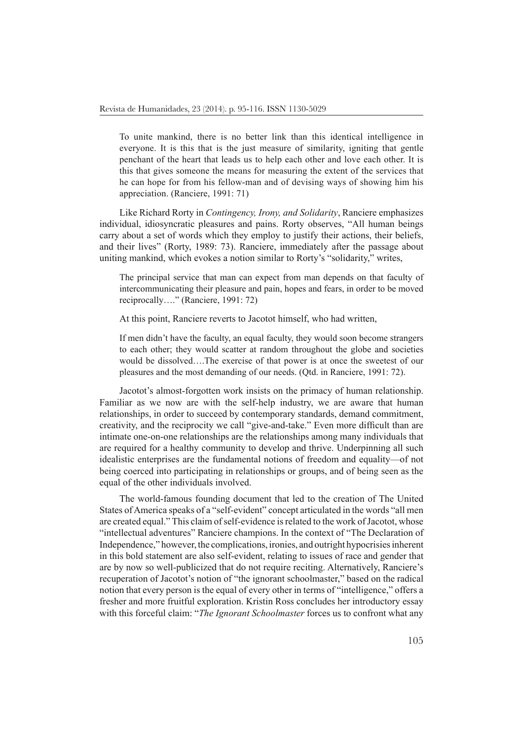> To unite mankind, there is no better link than this identical intelligence in everyone. It is this that is the just measure of similarity, igniting that gentle penchant of the heart that leads us to help each other and love each other. It is this that gives someone the means for measuring the extent of the services that he can hope for from his fellow-man and of devising ways of showing him his appreciation. (Ranciere, 1991: 71)

Like Richard Rorty in *Contingency, Irony, and Solidarity*, Ranciere emphasizes individual, idiosyncratic pleasures and pains. Rorty observes, "All human beings carry about a set of words which they employ to justify their actions, their beliefs, and their lives" (Rorty, 1989: 73). Ranciere, immediately after the passage about uniting mankind, which evokes a notion similar to Rorty's "solidarity," writes,

> The principal service that man can expect from man depends on that faculty of intercommunicating their pleasure and pain, hopes and fears, in order to be moved reciprocally…." (Ranciere, 1991: 72)

At this point, Ranciere reverts to Jacotot himself, who had written,

> If men didn't have the faculty, an equal faculty, they would soon become strangers to each other; they would scatter at random throughout the globe and societies would be dissolved….The exercise of that power is at once the sweetest of our pleasures and the most demanding of our needs. (Qtd. in Ranciere, 1991: 72).

Jacotot's almost-forgotten work insists on the primacy of human relationship. Familiar as we now are with the self-help industry, we are aware that human relationships, in order to succeed by contemporary standards, demand commitment, creativity, and the reciprocity we call "give-and-take." Even more difficult than are intimate one-on-one relationships are the relationships among many individuals that are required for a healthy community to develop and thrive. Underpinning all such idealistic enterprises are the fundamental notions of freedom and equality—of not being coerced into participating in relationships or groups, and of being seen as the equal of the other individuals involved.

The world-famous founding document that led to the creation of The United States of America speaks of a "self-evident" concept articulated in the words "all men are created equal." This claim of self-evidence is related to the work of Jacotot, whose "intellectual adventures" Ranciere champions. In the context of "The Declaration of Independence," however, the complications, ironies, and outright hypocrisies inherent in this bold statement are also self-evident, relating to issues of race and gender that are by now so well-publicized that do not require reciting. Alternatively, Ranciere's recuperation of Jacotot's notion of "the ignorant schoolmaster," based on the radical notion that every person is the equal of every other in terms of "intelligence," offers a fresher and more fruitful exploration. Kristin Ross concludes her introductory essay with this forceful claim: "*The Ignorant Schoolmaster* forces us to confront what any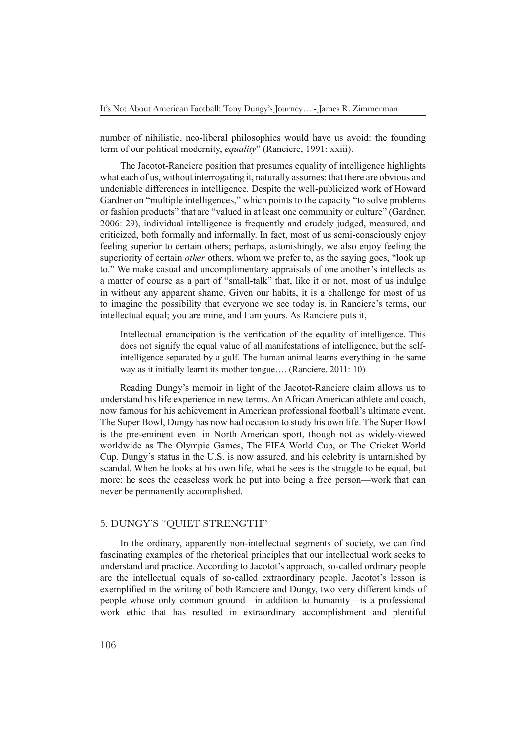number of nihilistic, neo-liberal philosophies would have us avoid: the founding term of our political modernity, *equality*" (Ranciere, 1991: xxiii).

The Jacotot-Ranciere position that presumes equality of intelligence highlights what each of us, without interrogating it, naturally assumes: that there are obvious and undeniable differences in intelligence. Despite the well-publicized work of Howard Gardner on "multiple intelligences," which points to the capacity "to solve problems or fashion products" that are "valued in at least one community or culture" (Gardner, 2006: 29), individual intelligence is frequently and crudely judged, measured, and criticized, both formally and informally. In fact, most of us semi-consciously enjoy feeling superior to certain others; perhaps, astonishingly, we also enjoy feeling the superiority of certain *other* others, whom we prefer to, as the saying goes, "look up to." We make casual and uncomplimentary appraisals of one another's intellects as a matter of course as a part of "small-talk" that, like it or not, most of us indulge in without any apparent shame. Given our habits, it is a challenge for most of us to imagine the possibility that everyone we see today is, in Ranciere's terms, our intellectual equal; you are mine, and I am yours. As Ranciere puts it,

> Intellectual emancipation is the verification of the equality of intelligence. This does not signify the equal value of all manifestations of intelligence, but the self-intelligence separated by a gulf. The human animal learns everything in the same way as it initially learnt its mother tongue…. (Ranciere, 2011: 10)

Reading Dungy's memoir in light of the Jacotot-Ranciere claim allows us to understand his life experience in new terms. An African American athlete and coach, now famous for his achievement in American professional football's ultimate event, The Super Bowl, Dungy has now had occasion to study his own life. The Super Bowl is the pre-eminent event in North American sport, though not as widely-viewed worldwide as The Olympic Games, The FIFA World Cup, or The Cricket World Cup. Dungy's status in the U.S. is now assured, and his celebrity is untarnished by scandal. When he looks at his own life, what he sees is the struggle to be equal, but more: he sees the ceaseless work he put into being a free person—work that can never be permanently accomplished.

## 5. DUNGY'S "QUIET STRENGTH"

In the ordinary, apparently non-intellectual segments of society, we can find fascinating examples of the rhetorical principles that our intellectual work seeks to understand and practice. According to Jacotot's approach, so-called ordinary people are the intellectual equals of so-called extraordinary people. Jacotot's lesson is exemplified in the writing of both Ranciere and Dungy, two very different kinds of people whose only common ground—in addition to humanity—is a professional work ethic that has resulted in extraordinary accomplishment and plentiful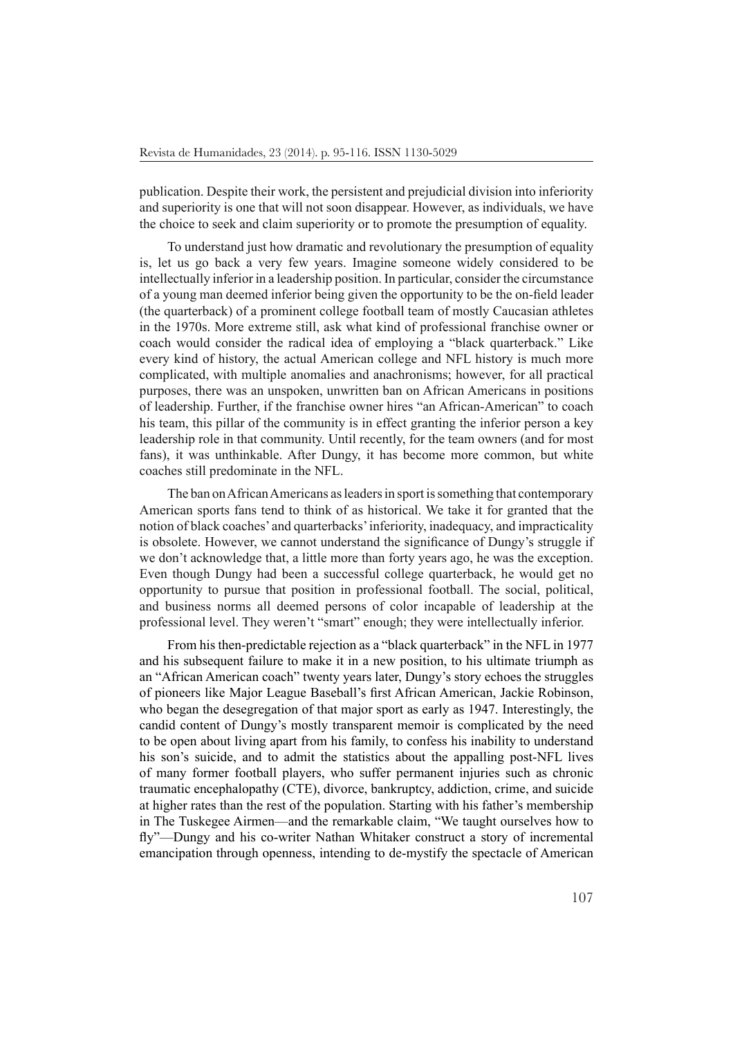publication. Despite their work, the persistent and prejudicial division into inferiority and superiority is one that will not soon disappear. However, as individuals, we have the choice to seek and claim superiority or to promote the presumption of equality.

To understand just how dramatic and revolutionary the presumption of equality is, let us go back a very few years. Imagine someone widely considered to be intellectually inferior in a leadership position. In particular, consider the circumstance of a young man deemed inferior being given the opportunity to be the on-field leader (the quarterback) of a prominent college football team of mostly Caucasian athletes in the 1970s. More extreme still, ask what kind of professional franchise owner or coach would consider the radical idea of employing a "black quarterback." Like every kind of history, the actual American college and NFL history is much more complicated, with multiple anomalies and anachronisms; however, for all practical purposes, there was an unspoken, unwritten ban on African Americans in positions of leadership. Further, if the franchise owner hires "an African-American" to coach his team, this pillar of the community is in effect granting the inferior person a key leadership role in that community. Until recently, for the team owners (and for most fans), it was unthinkable. After Dungy, it has become more common, but white coaches still predominate in the NFL.

The ban on African Americans as leaders in sport is something that contemporary American sports fans tend to think of as historical. We take it for granted that the notion of black coaches' and quarterbacks' inferiority, inadequacy, and impracticality is obsolete. However, we cannot understand the significance of Dungy's struggle if we don't acknowledge that, a little more than forty years ago, he was the exception. Even though Dungy had been a successful college quarterback, he would get no opportunity to pursue that position in professional football. The social, political, and business norms all deemed persons of color incapable of leadership at the professional level. They weren't "smart" enough; they were intellectually inferior.

From his then-predictable rejection as a "black quarterback" in the NFL in 1977 and his subsequent failure to make it in a new position, to his ultimate triumph as an "African American coach" twenty years later, Dungy's story echoes the struggles of pioneers like Major League Baseball's first African American, Jackie Robinson, who began the desegregation of that major sport as early as 1947. Interestingly, the candid content of Dungy's mostly transparent memoir is complicated by the need to be open about living apart from his family, to confess his inability to understand his son's suicide, and to admit the statistics about the appalling post-NFL lives of many former football players, who suffer permanent injuries such as chronic traumatic encephalopathy (CTE), divorce, bankruptcy, addiction, crime, and suicide at higher rates than the rest of the population. Starting with his father's membership in The Tuskegee Airmen—and the remarkable claim, "We taught ourselves how to fly"—Dungy and his co-writer Nathan Whitaker construct a story of incremental emancipation through openness, intending to de-mystify the spectacle of American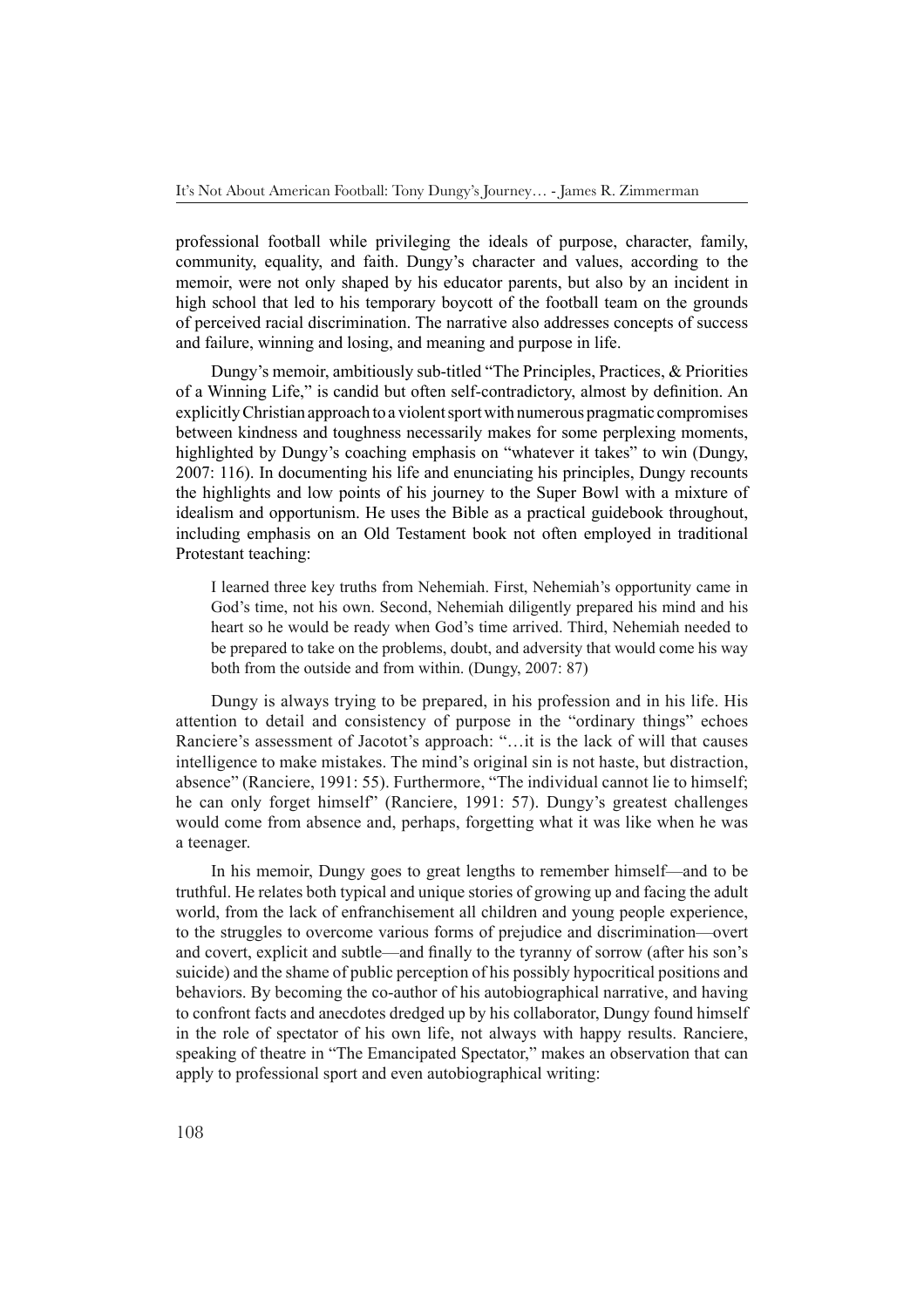professional football while privileging the ideals of purpose, character, family, community, equality, and faith. Dungy's character and values, according to the memoir, were not only shaped by his educator parents, but also by an incident in high school that led to his temporary boycott of the football team on the grounds of perceived racial discrimination. The narrative also addresses concepts of success and failure, winning and losing, and meaning and purpose in life.

Dungy's memoir, ambitiously sub-titled "The Principles, Practices, & Priorities of a Winning Life," is candid but often self-contradictory, almost by definition. An explicitly Christian approach to a violent sport with numerous pragmatic compromises between kindness and toughness necessarily makes for some perplexing moments, highlighted by Dungy's coaching emphasis on "whatever it takes" to win (Dungy, 2007: 116). In documenting his life and enunciating his principles, Dungy recounts the highlights and low points of his journey to the Super Bowl with a mixture of idealism and opportunism. He uses the Bible as a practical guidebook throughout, including emphasis on an Old Testament book not often employed in traditional Protestant teaching:

> I learned three key truths from Nehemiah. First, Nehemiah's opportunity came in God's time, not his own. Second, Nehemiah diligently prepared his mind and his heart so he would be ready when God's time arrived. Third, Nehemiah needed to be prepared to take on the problems, doubt, and adversity that would come his way both from the outside and from within. (Dungy, 2007: 87)

Dungy is always trying to be prepared, in his profession and in his life. His attention to detail and consistency of purpose in the "ordinary things" echoes Ranciere's assessment of Jacotot's approach: "…it is the lack of will that causes intelligence to make mistakes. The mind's original sin is not haste, but distraction, absence" (Ranciere, 1991: 55). Furthermore, "The individual cannot lie to himself; he can only forget himself" (Ranciere, 1991: 57). Dungy's greatest challenges would come from absence and, perhaps, forgetting what it was like when he was a teenager.

In his memoir, Dungy goes to great lengths to remember himself—and to be truthful. He relates both typical and unique stories of growing up and facing the adult world, from the lack of enfranchisement all children and young people experience, to the struggles to overcome various forms of prejudice and discrimination—overt and covert, explicit and subtle—and finally to the tyranny of sorrow (after his son's suicide) and the shame of public perception of his possibly hypocritical positions and behaviors. By becoming the co-author of his autobiographical narrative, and having to confront facts and anecdotes dredged up by his collaborator, Dungy found himself in the role of spectator of his own life, not always with happy results. Ranciere, speaking of theatre in "The Emancipated Spectator," makes an observation that can apply to professional sport and even autobiographical writing: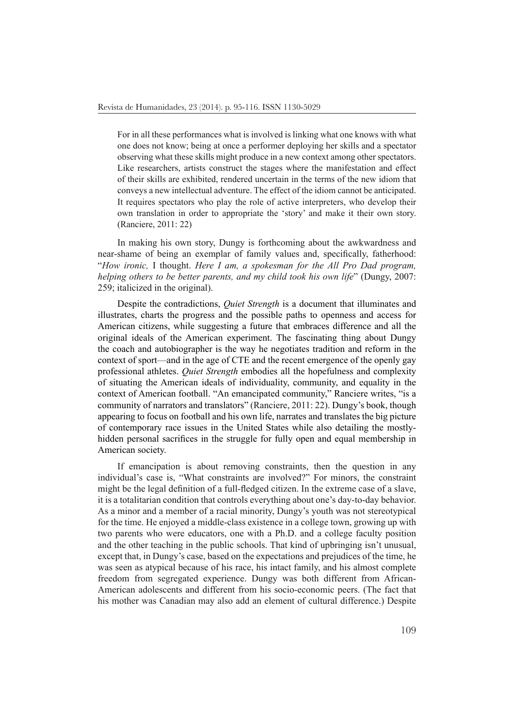> For in all these performances what is involved is linking what one knows with what one does not know; being at once a performer deploying her skills and a spectator observing what these skills might produce in a new context among other spectators. Like researchers, artists construct the stages where the manifestation and effect of their skills are exhibited, rendered uncertain in the terms of the new idiom that conveys a new intellectual adventure. The effect of the idiom cannot be anticipated. It requires spectators who play the role of active interpreters, who develop their own translation in order to appropriate the 'story' and make it their own story. (Ranciere, 2011: 22)

In making his own story, Dungy is forthcoming about the awkwardness and near-shame of being an exemplar of family values and, specifically, fatherhood: "*How ironic,* I thought. *Here I am, a spokesman for the All Pro Dad program, helping others to be better parents, and my child took his own life*" (Dungy, 2007: 259; italicized in the original).

Despite the contradictions, *Quiet Strength* is a document that illuminates and illustrates, charts the progress and the possible paths to openness and access for American citizens, while suggesting a future that embraces difference and all the original ideals of the American experiment. The fascinating thing about Dungy the coach and autobiographer is the way he negotiates tradition and reform in the context of sport—and in the age of CTE and the recent emergence of the openly gay professional athletes. *Quiet Strength* embodies all the hopefulness and complexity of situating the American ideals of individuality, community, and equality in the context of American football. "An emancipated community," Ranciere writes, "is a community of narrators and translators" (Ranciere, 2011: 22). Dungy's book, though appearing to focus on football and his own life, narrates and translates the big picture of contemporary race issues in the United States while also detailing the mostly-hidden personal sacrifices in the struggle for fully open and equal membership in American society.

If emancipation is about removing constraints, then the question in any individual's case is, "What constraints are involved?" For minors, the constraint might be the legal definition of a full-fledged citizen. In the extreme case of a slave, it is a totalitarian condition that controls everything about one's day-to-day behavior. As a minor and a member of a racial minority, Dungy's youth was not stereotypical for the time. He enjoyed a middle-class existence in a college town, growing up with two parents who were educators, one with a Ph.D. and a college faculty position and the other teaching in the public schools. That kind of upbringing isn't unusual, except that, in Dungy's case, based on the expectations and prejudices of the time, he was seen as atypical because of his race, his intact family, and his almost complete freedom from segregated experience. Dungy was both different from African-American adolescents and different from his socio-economic peers. (The fact that his mother was Canadian may also add an element of cultural difference.) Despite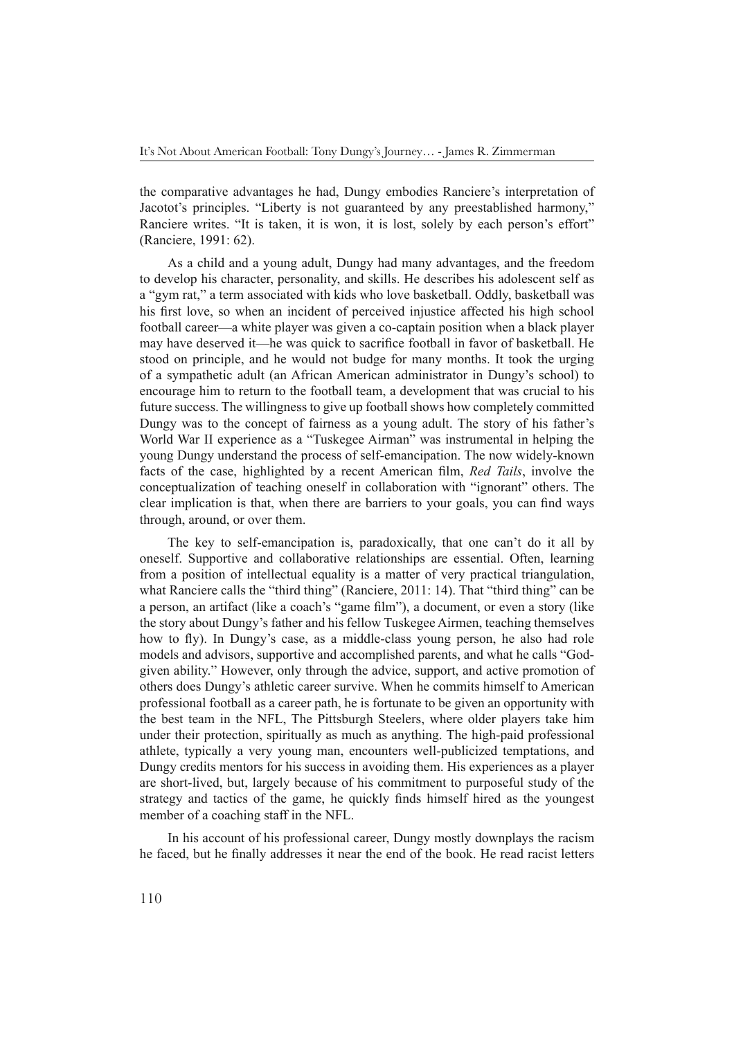the comparative advantages he had, Dungy embodies Ranciere's interpretation of Jacotot's principles. "Liberty is not guaranteed by any preestablished harmony," Ranciere writes. "It is taken, it is won, it is lost, solely by each person's effort" (Ranciere, 1991: 62).

As a child and a young adult, Dungy had many advantages, and the freedom to develop his character, personality, and skills. He describes his adolescent self as a "gym rat," a term associated with kids who love basketball. Oddly, basketball was his first love, so when an incident of perceived injustice affected his high school football career—a white player was given a co-captain position when a black player may have deserved it—he was quick to sacrifice football in favor of basketball. He stood on principle, and he would not budge for many months. It took the urging of a sympathetic adult (an African American administrator in Dungy's school) to encourage him to return to the football team, a development that was crucial to his future success. The willingness to give up football shows how completely committed Dungy was to the concept of fairness as a young adult. The story of his father's World War II experience as a "Tuskegee Airman" was instrumental in helping the young Dungy understand the process of self-emancipation. The now widely-known facts of the case, highlighted by a recent American film, *Red Tails*, involve the conceptualization of teaching oneself in collaboration with "ignorant" others. The clear implication is that, when there are barriers to your goals, you can find ways through, around, or over them.

The key to self-emancipation is, paradoxically, that one can't do it all by oneself. Supportive and collaborative relationships are essential. Often, learning from a position of intellectual equality is a matter of very practical triangulation, what Ranciere calls the "third thing" (Ranciere, 2011: 14). That "third thing" can be a person, an artifact (like a coach's "game film"), a document, or even a story (like the story about Dungy's father and his fellow Tuskegee Airmen, teaching themselves how to fly). In Dungy's case, as a middle-class young person, he also had role models and advisors, supportive and accomplished parents, and what he calls "God-given ability." However, only through the advice, support, and active promotion of others does Dungy's athletic career survive. When he commits himself to American professional football as a career path, he is fortunate to be given an opportunity with the best team in the NFL, The Pittsburgh Steelers, where older players take him under their protection, spiritually as much as anything. The high-paid professional athlete, typically a very young man, encounters well-publicized temptations, and Dungy credits mentors for his success in avoiding them. His experiences as a player are short-lived, but, largely because of his commitment to purposeful study of the strategy and tactics of the game, he quickly finds himself hired as the youngest member of a coaching staff in the NFL.

In his account of his professional career, Dungy mostly downplays the racism he faced, but he finally addresses it near the end of the book. He read racist letters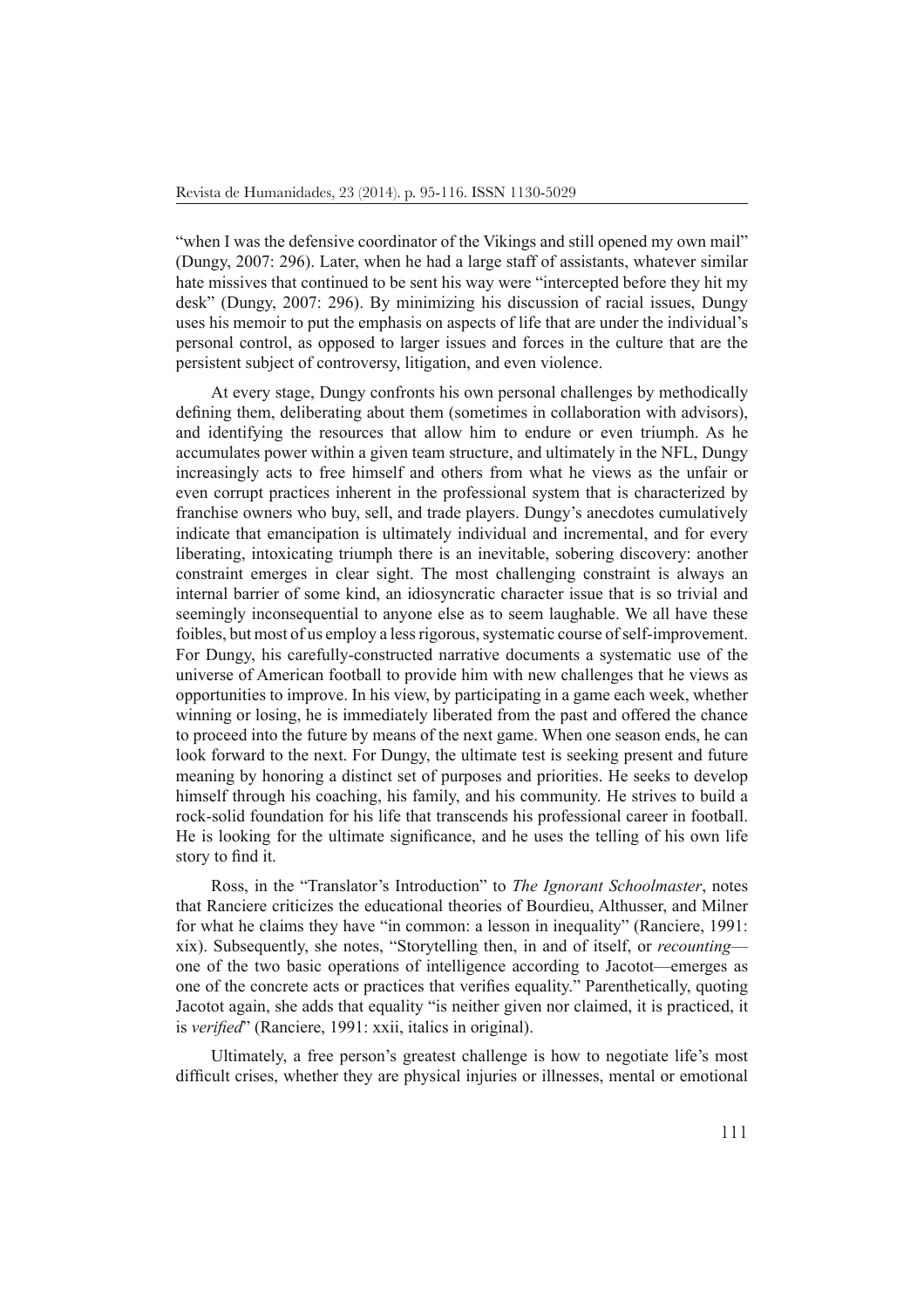"when I was the defensive coordinator of the Vikings and still opened my own mail" (Dungy, 2007: 296). Later, when he had a large staff of assistants, whatever similar hate missives that continued to be sent his way were "intercepted before they hit my desk" (Dungy, 2007: 296). By minimizing his discussion of racial issues, Dungy uses his memoir to put the emphasis on aspects of life that are under the individual's personal control, as opposed to larger issues and forces in the culture that are the persistent subject of controversy, litigation, and even violence.

At every stage, Dungy confronts his own personal challenges by methodically defining them, deliberating about them (sometimes in collaboration with advisors), and identifying the resources that allow him to endure or even triumph. As he accumulates power within a given team structure, and ultimately in the NFL, Dungy increasingly acts to free himself and others from what he views as the unfair or even corrupt practices inherent in the professional system that is characterized by franchise owners who buy, sell, and trade players. Dungy's anecdotes cumulatively indicate that emancipation is ultimately individual and incremental, and for every liberating, intoxicating triumph there is an inevitable, sobering discovery: another constraint emerges in clear sight. The most challenging constraint is always an internal barrier of some kind, an idiosyncratic character issue that is so trivial and seemingly inconsequential to anyone else as to seem laughable. We all have these foibles, but most of us employ a less rigorous, systematic course of self-improvement. For Dungy, his carefully-constructed narrative documents a systematic use of the universe of American football to provide him with new challenges that he views as opportunities to improve. In his view, by participating in a game each week, whether winning or losing, he is immediately liberated from the past and offered the chance to proceed into the future by means of the next game. When one season ends, he can look forward to the next. For Dungy, the ultimate test is seeking present and future meaning by honoring a distinct set of purposes and priorities. He seeks to develop himself through his coaching, his family, and his community. He strives to build a rock-solid foundation for his life that transcends his professional career in football. He is looking for the ultimate significance, and he uses the telling of his own life story to find it.

Ross, in the "Translator's Introduction" to *The Ignorant Schoolmaster*, notes that Ranciere criticizes the educational theories of Bourdieu, Althusser, and Milner for what he claims they have "in common: a lesson in inequality" (Ranciere, 1991: xix). Subsequently, she notes, "Storytelling then, in and of itself, or *recounting*—one of the two basic operations of intelligence according to Jacotot—emerges as one of the concrete acts or practices that verifies equality." Parenthetically, quoting Jacotot again, she adds that equality "is neither given nor claimed, it is practiced, it is *verified*" (Ranciere, 1991: xxii, italics in original).

Ultimately, a free person's greatest challenge is how to negotiate life's most difficult crises, whether they are physical injuries or illnesses, mental or emotional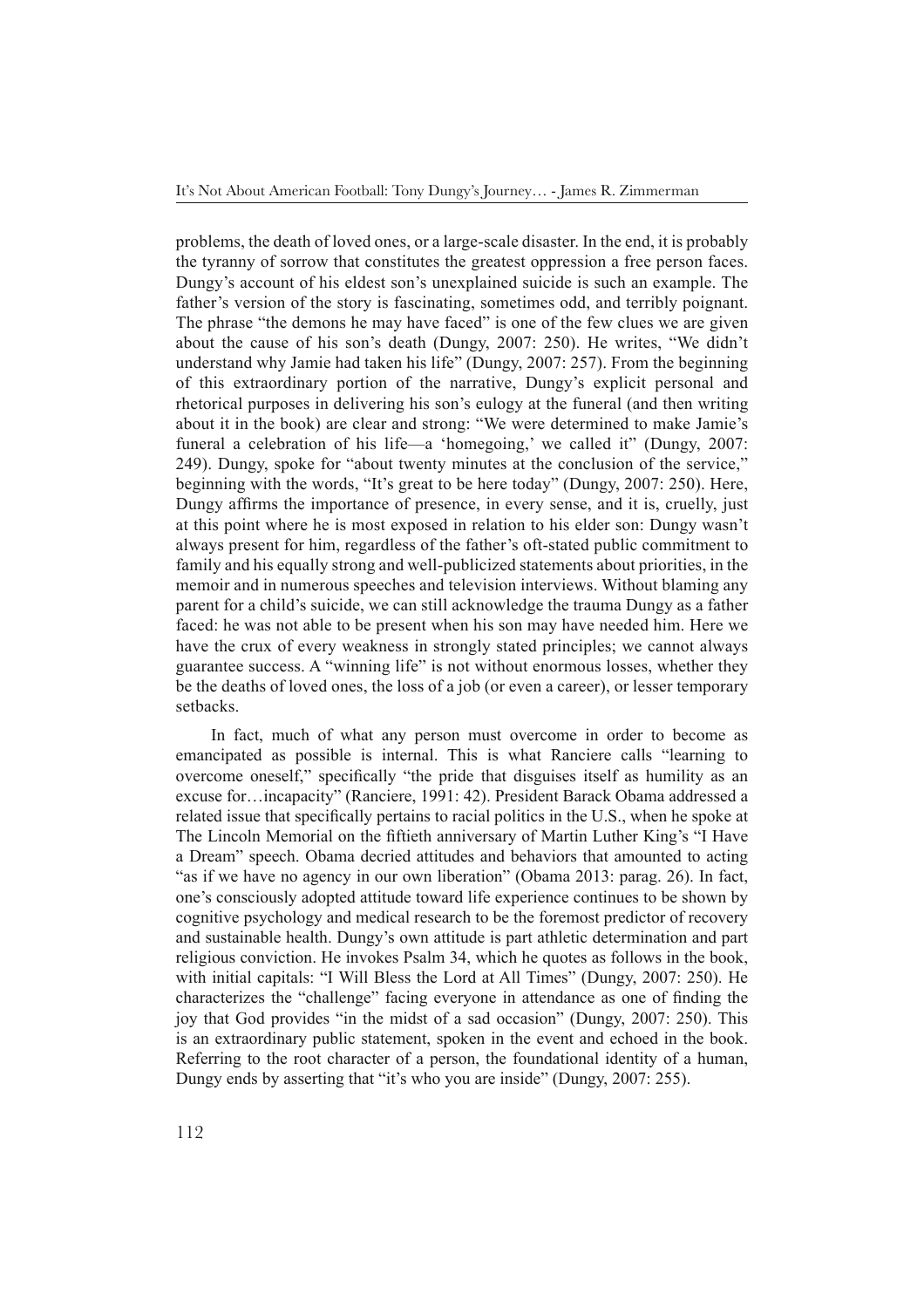problems, the death of loved ones, or a large-scale disaster. In the end, it is probably the tyranny of sorrow that constitutes the greatest oppression a free person faces. Dungy's account of his eldest son's unexplained suicide is such an example. The father's version of the story is fascinating, sometimes odd, and terribly poignant. The phrase "the demons he may have faced" is one of the few clues we are given about the cause of his son's death (Dungy, 2007: 250). He writes, "We didn't understand why Jamie had taken his life" (Dungy, 2007: 257). From the beginning of this extraordinary portion of the narrative, Dungy's explicit personal and rhetorical purposes in delivering his son's eulogy at the funeral (and then writing about it in the book) are clear and strong: "We were determined to make Jamie's funeral a celebration of his life—a 'homegoing,' we called it" (Dungy, 2007: 249). Dungy, spoke for "about twenty minutes at the conclusion of the service," beginning with the words, "It's great to be here today" (Dungy, 2007: 250). Here, Dungy affirms the importance of presence, in every sense, and it is, cruelly, just at this point where he is most exposed in relation to his elder son: Dungy wasn't always present for him, regardless of the father's oft-stated public commitment to family and his equally strong and well-publicized statements about priorities, in the memoir and in numerous speeches and television interviews. Without blaming any parent for a child's suicide, we can still acknowledge the trauma Dungy as a father faced: he was not able to be present when his son may have needed him. Here we have the crux of every weakness in strongly stated principles; we cannot always guarantee success. A "winning life" is not without enormous losses, whether they be the deaths of loved ones, the loss of a job (or even a career), or lesser temporary setbacks.

In fact, much of what any person must overcome in order to become as emancipated as possible is internal. This is what Ranciere calls "learning to overcome oneself," specifically "the pride that disguises itself as humility as an excuse for…incapacity" (Ranciere, 1991: 42). President Barack Obama addressed a related issue that specifically pertains to racial politics in the U.S., when he spoke at The Lincoln Memorial on the fiftieth anniversary of Martin Luther King's "I Have a Dream" speech. Obama decried attitudes and behaviors that amounted to acting "as if we have no agency in our own liberation" (Obama 2013: parag. 26). In fact, one's consciously adopted attitude toward life experience continues to be shown by cognitive psychology and medical research to be the foremost predictor of recovery and sustainable health. Dungy's own attitude is part athletic determination and part religious conviction. He invokes Psalm 34, which he quotes as follows in the book, with initial capitals: "I Will Bless the Lord at All Times" (Dungy, 2007: 250). He characterizes the "challenge" facing everyone in attendance as one of finding the joy that God provides "in the midst of a sad occasion" (Dungy, 2007: 250). This is an extraordinary public statement, spoken in the event and echoed in the book. Referring to the root character of a person, the foundational identity of a human, Dungy ends by asserting that "it's who you are inside" (Dungy, 2007: 255).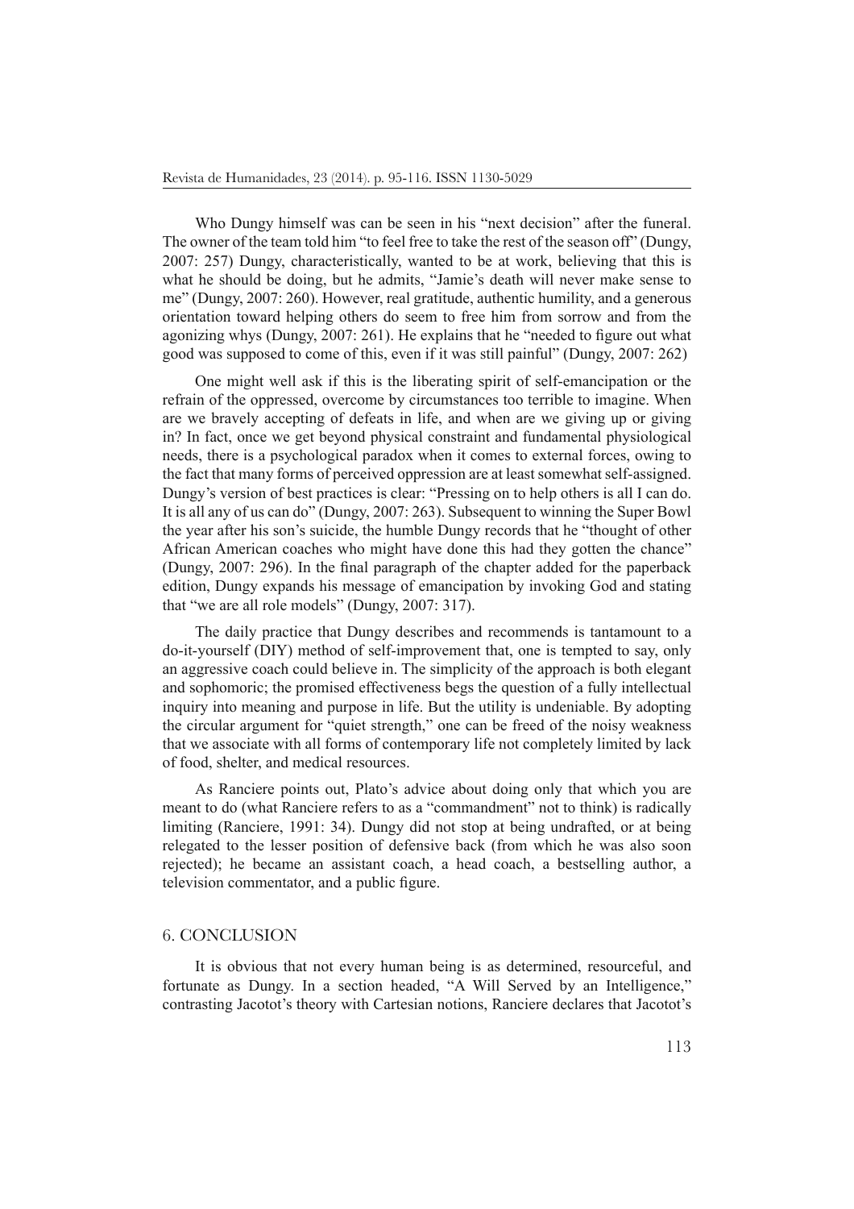Who Dungy himself was can be seen in his "next decision" after the funeral. The owner of the team told him "to feel free to take the rest of the season off" (Dungy, 2007: 257) Dungy, characteristically, wanted to be at work, believing that this is what he should be doing, but he admits, "Jamie's death will never make sense to me" (Dungy, 2007: 260). However, real gratitude, authentic humility, and a generous orientation toward helping others do seem to free him from sorrow and from the agonizing whys (Dungy, 2007: 261). He explains that he "needed to figure out what good was supposed to come of this, even if it was still painful" (Dungy, 2007: 262)

One might well ask if this is the liberating spirit of self-emancipation or the refrain of the oppressed, overcome by circumstances too terrible to imagine. When are we bravely accepting of defeats in life, and when are we giving up or giving in? In fact, once we get beyond physical constraint and fundamental physiological needs, there is a psychological paradox when it comes to external forces, owing to the fact that many forms of perceived oppression are at least somewhat self-assigned. Dungy's version of best practices is clear: "Pressing on to help others is all I can do. It is all any of us can do" (Dungy, 2007: 263). Subsequent to winning the Super Bowl the year after his son's suicide, the humble Dungy records that he "thought of other African American coaches who might have done this had they gotten the chance" (Dungy, 2007: 296). In the final paragraph of the chapter added for the paperback edition, Dungy expands his message of emancipation by invoking God and stating that "we are all role models" (Dungy, 2007: 317).

The daily practice that Dungy describes and recommends is tantamount to a do-it-yourself (DIY) method of self-improvement that, one is tempted to say, only an aggressive coach could believe in. The simplicity of the approach is both elegant and sophomoric; the promised effectiveness begs the question of a fully intellectual inquiry into meaning and purpose in life. But the utility is undeniable. By adopting the circular argument for "quiet strength," one can be freed of the noisy weakness that we associate with all forms of contemporary life not completely limited by lack of food, shelter, and medical resources.

As Ranciere points out, Plato's advice about doing only that which you are meant to do (what Ranciere refers to as a "commandment" not to think) is radically limiting (Ranciere, 1991: 34). Dungy did not stop at being undrafted, or at being relegated to the lesser position of defensive back (from which he was also soon rejected); he became an assistant coach, a head coach, a bestselling author, a television commentator, and a public figure.

## 6. CONCLUSION

It is obvious that not every human being is as determined, resourceful, and fortunate as Dungy. In a section headed, "A Will Served by an Intelligence," contrasting Jacotot's theory with Cartesian notions, Ranciere declares that Jacotot's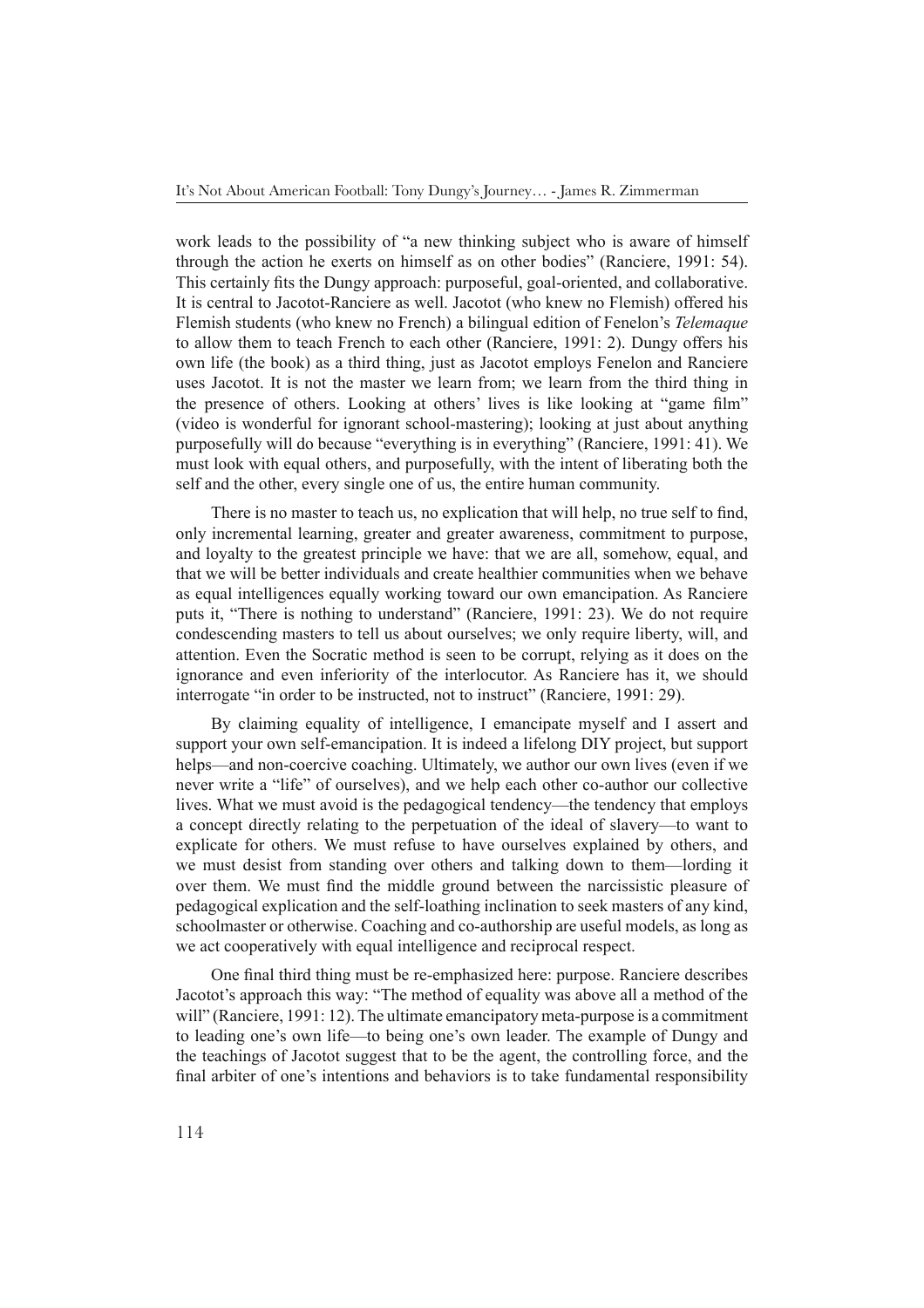work leads to the possibility of "a new thinking subject who is aware of himself through the action he exerts on himself as on other bodies" (Ranciere, 1991: 54). This certainly fits the Dungy approach: purposeful, goal-oriented, and collaborative. It is central to Jacotot-Ranciere as well. Jacotot (who knew no Flemish) offered his Flemish students (who knew no French) a bilingual edition of Fenelon's *Telemaque* to allow them to teach French to each other (Ranciere, 1991: 2). Dungy offers his own life (the book) as a third thing, just as Jacotot employs Fenelon and Ranciere uses Jacotot. It is not the master we learn from; we learn from the third thing in the presence of others. Looking at others' lives is like looking at "game film" (video is wonderful for ignorant school-mastering); looking at just about anything purposefully will do because "everything is in everything" (Ranciere, 1991: 41). We must look with equal others, and purposefully, with the intent of liberating both the self and the other, every single one of us, the entire human community.

There is no master to teach us, no explication that will help, no true self to find, only incremental learning, greater and greater awareness, commitment to purpose, and loyalty to the greatest principle we have: that we are all, somehow, equal, and that we will be better individuals and create healthier communities when we behave as equal intelligences equally working toward our own emancipation. As Ranciere puts it, "There is nothing to understand" (Ranciere, 1991: 23). We do not require condescending masters to tell us about ourselves; we only require liberty, will, and attention. Even the Socratic method is seen to be corrupt, relying as it does on the ignorance and even inferiority of the interlocutor. As Ranciere has it, we should interrogate "in order to be instructed, not to instruct" (Ranciere, 1991: 29).

By claiming equality of intelligence, I emancipate myself and I assert and support your own self-emancipation. It is indeed a lifelong DIY project, but support helps—and non-coercive coaching. Ultimately, we author our own lives (even if we never write a "life" of ourselves), and we help each other co-author our collective lives. What we must avoid is the pedagogical tendency—the tendency that employs a concept directly relating to the perpetuation of the ideal of slavery—to want to explicate for others. We must refuse to have ourselves explained by others, and we must desist from standing over others and talking down to them—lording it over them. We must find the middle ground between the narcissistic pleasure of pedagogical explication and the self-loathing inclination to seek masters of any kind, schoolmaster or otherwise. Coaching and co-authorship are useful models, as long as we act cooperatively with equal intelligence and reciprocal respect.

One final third thing must be re-emphasized here: purpose. Ranciere describes Jacotot's approach this way: "The method of equality was above all a method of the will" (Ranciere, 1991: 12). The ultimate emancipatory meta-purpose is a commitment to leading one's own life—to being one's own leader. The example of Dungy and the teachings of Jacotot suggest that to be the agent, the controlling force, and the final arbiter of one's intentions and behaviors is to take fundamental responsibility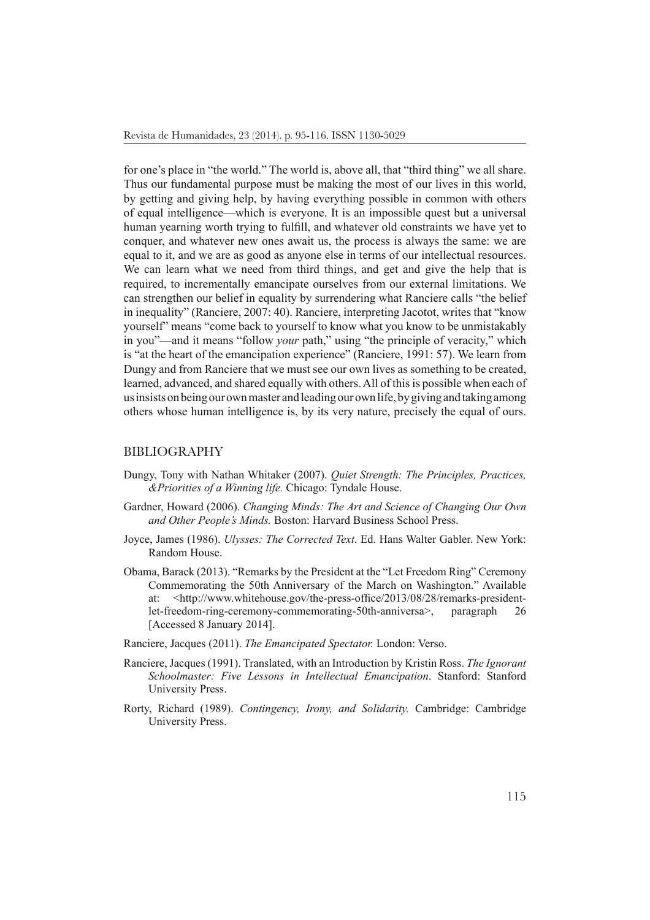for one's place in "the world." The world is, above all, that "third thing" we all share. Thus our fundamental purpose must be making the most of our lives in this world, by getting and giving help, by having everything possible in common with others of equal intelligence—which is everyone. It is an impossible quest but a universal human yearning worth trying to fulfill, and whatever old constraints we have yet to conquer, and whatever new ones await us, the process is always the same: we are equal to it, and we are as good as anyone else in terms of our intellectual resources. We can learn what we need from third things, and get and give the help that is required, to incrementally emancipate ourselves from our external limitations. We can strengthen our belief in equality by surrendering what Ranciere calls "the belief in inequality" (Ranciere, 2007: 40). Ranciere, interpreting Jacotot, writes that "know yourself" means "come back to yourself to know what you know to be unmistakably in you"—and it means "follow *your* path," using "the principle of veracity," which is "at the heart of the emancipation experience" (Ranciere, 1991: 57). We learn from Dungy and from Ranciere that we must see our own lives as something to be created, learned, advanced, and shared equally with others. All of this is possible when each of us insists on being our own master and leading our own life, by giving and taking among others whose human intelligence is, by its very nature, precisely the equal of ours.

## BIBLIOGRAPHY

Dungy, Tony with Nathan Whitaker (2007). *Quiet Strength: The Principles, Practices, &Priorities of a Winning life.* Chicago: Tyndale House.

Gardner, Howard (2006). *Changing Minds: The Art and Science of Changing Our Own and Other People's Minds.* Boston: Harvard Business School Press.

Joyce, James (1986). *Ulysses: The Corrected Text*. Ed. Hans Walter Gabler. New York: Random House.

Obama, Barack (2013). "Remarks by the President at the "Let Freedom Ring" Ceremony Commemorating the 50th Anniversary of the March on Washington." Available at: <http://www.whitehouse.gov/the-press-office/2013/08/28/remarks-president-let-freedom-ring-ceremony-commemorating-50th-anniversa>, paragraph 26 [Accessed 8 January 2014].

Ranciere, Jacques (2011). *The Emancipated Spectator.* London: Verso.

Ranciere, Jacques (1991). Translated, with an Introduction by Kristin Ross. *The Ignorant Schoolmaster: Five Lessons in Intellectual Emancipation*. Stanford: Stanford University Press.

Rorty, Richard (1989). *Contingency, Irony, and Solidarity.* Cambridge: Cambridge University Press.